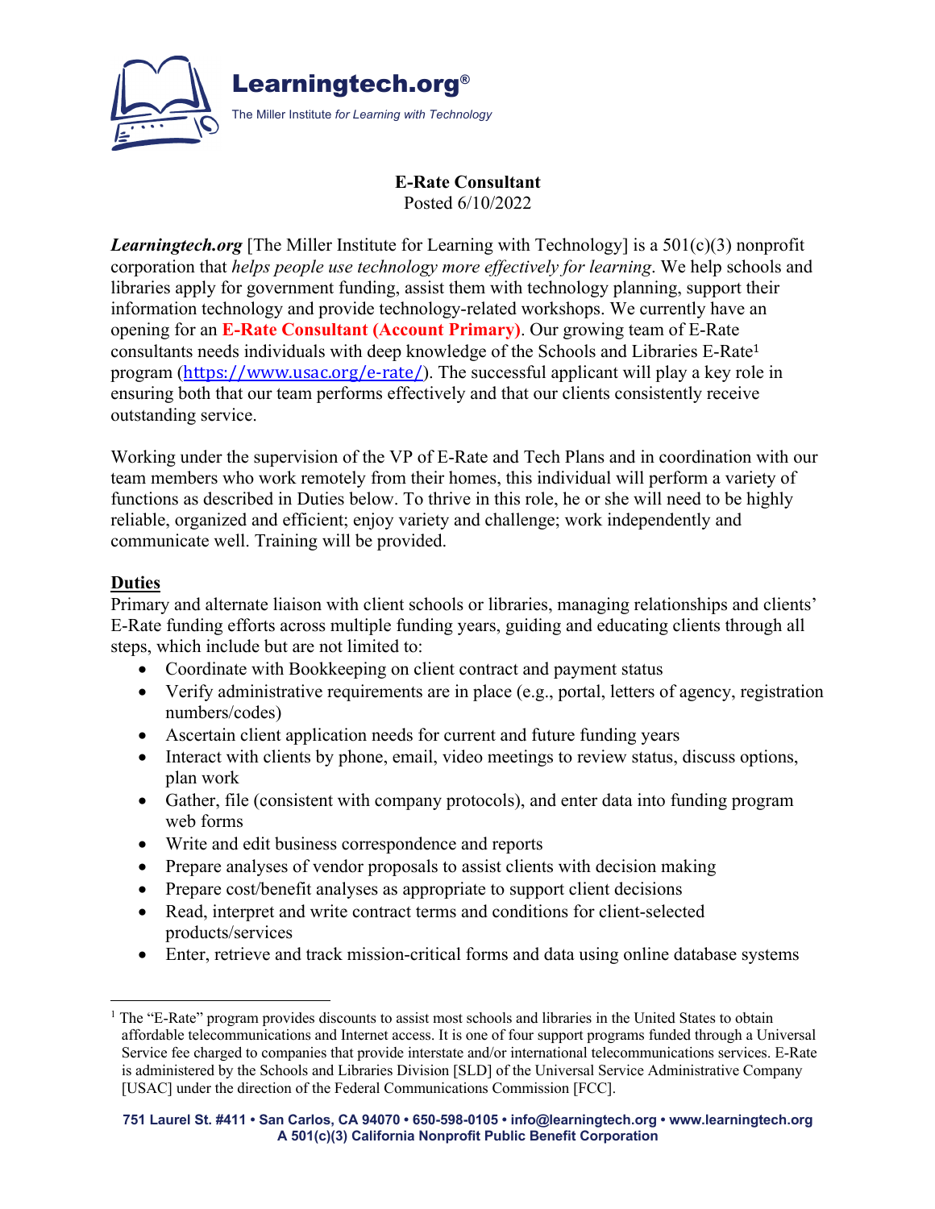**Learningtech.org®**

The Miller Institute *for Learning with Technology*

# E-Rate Consultant

Posted 6/10/2022

***Learningtech.org*** [The Miller Institute for Learning with Technology] is a 501(c)(3) nonprofit corporation that *helps people use technology more effectively for learning*. We help schools and libraries apply for government funding, assist them with technology planning, support their information technology and provide technology-related workshops. We currently have an opening for an **E-Rate Consultant (Account Primary)**. Our growing team of E-Rate consultants needs individuals with deep knowledge of the Schools and Libraries E-Rate[1] program (https://www.usac.org/e-rate/). The successful applicant will play a key role in ensuring both that our team performs effectively and that our clients consistently receive outstanding service.

Working under the supervision of the VP of E-Rate and Tech Plans and in coordination with our team members who work remotely from their homes, this individual will perform a variety of functions as described in Duties below. To thrive in this role, he or she will need to be highly reliable, organized and efficient; enjoy variety and challenge; work independently and communicate well. Training will be provided.

## Duties

Primary and alternate liaison with client schools or libraries, managing relationships and clients' E-Rate funding efforts across multiple funding years, guiding and educating clients through all steps, which include but are not limited to:

- Coordinate with Bookkeeping on client contract and payment status
- Verify administrative requirements are in place (e.g., portal, letters of agency, registration numbers/codes)
- Ascertain client application needs for current and future funding years
- Interact with clients by phone, email, video meetings to review status, discuss options, plan work
- Gather, file (consistent with company protocols), and enter data into funding program web forms
- Write and edit business correspondence and reports
- Prepare analyses of vendor proposals to assist clients with decision making
- Prepare cost/benefit analyses as appropriate to support client decisions
- Read, interpret and write contract terms and conditions for client-selected products/services
- Enter, retrieve and track mission-critical forms and data using online database systems

---

[1] The "E-Rate" program provides discounts to assist most schools and libraries in the United States to obtain affordable telecommunications and Internet access. It is one of four support programs funded through a Universal Service fee charged to companies that provide interstate and/or international telecommunications services. E-Rate is administered by the Schools and Libraries Division [SLD] of the Universal Service Administrative Company [USAC] under the direction of the Federal Communications Commission [FCC].

**751 Laurel St. #411 • San Carlos, CA 94070 • 650-598-0105 • info@learningtech.org • www.learningtech.org**
**A 501(c)(3) California Nonprofit Public Benefit Corporation**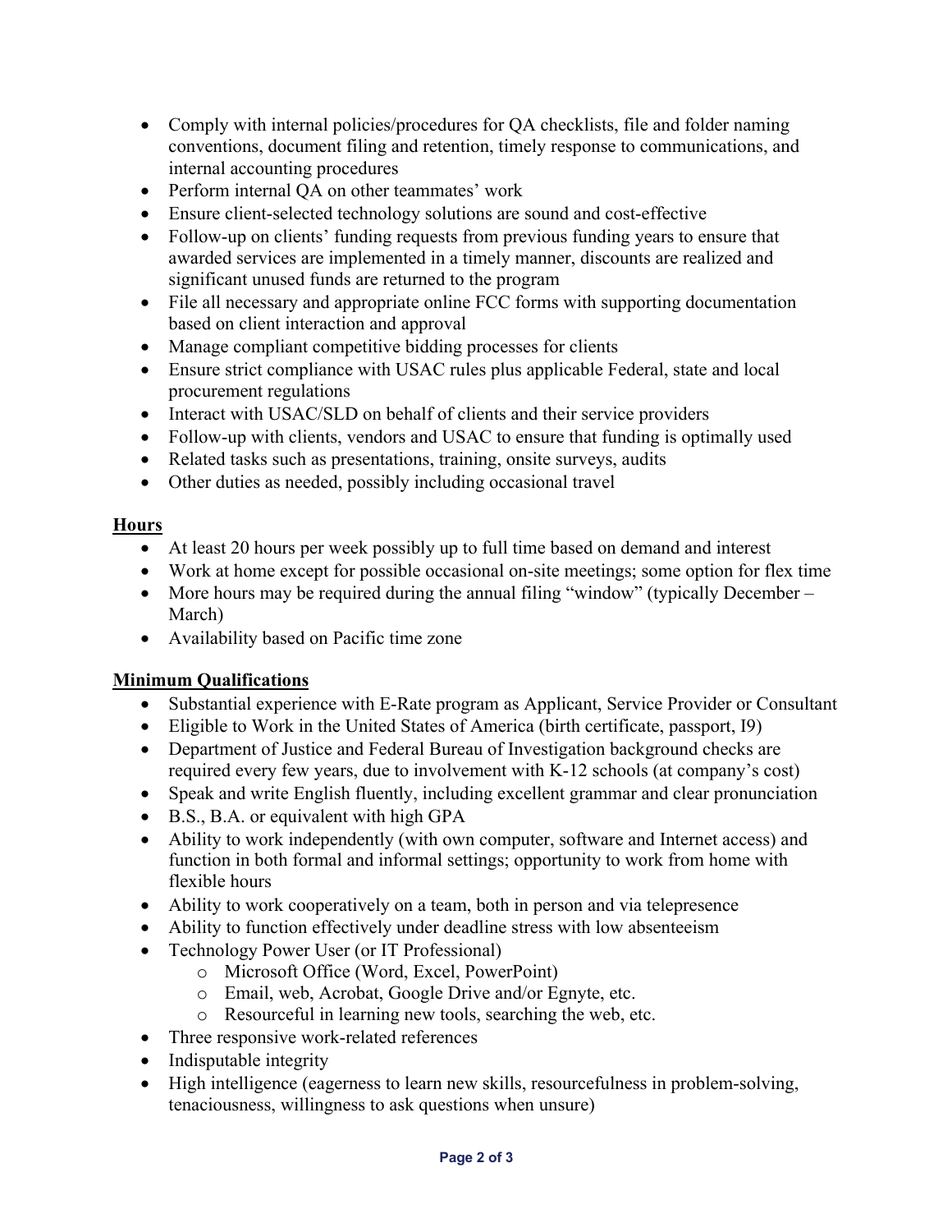- Comply with internal policies/procedures for QA checklists, file and folder naming conventions, document filing and retention, timely response to communications, and internal accounting procedures
- Perform internal QA on other teammates' work
- Ensure client-selected technology solutions are sound and cost-effective
- Follow-up on clients' funding requests from previous funding years to ensure that awarded services are implemented in a timely manner, discounts are realized and significant unused funds are returned to the program
- File all necessary and appropriate online FCC forms with supporting documentation based on client interaction and approval
- Manage compliant competitive bidding processes for clients
- Ensure strict compliance with USAC rules plus applicable Federal, state and local procurement regulations
- Interact with USAC/SLD on behalf of clients and their service providers
- Follow-up with clients, vendors and USAC to ensure that funding is optimally used
- Related tasks such as presentations, training, onsite surveys, audits
- Other duties as needed, possibly including occasional travel

## Hours

- At least 20 hours per week possibly up to full time based on demand and interest
- Work at home except for possible occasional on-site meetings; some option for flex time
- More hours may be required during the annual filing "window" (typically December – March)
- Availability based on Pacific time zone

## Minimum Qualifications

- Substantial experience with E-Rate program as Applicant, Service Provider or Consultant
- Eligible to Work in the United States of America (birth certificate, passport, I9)
- Department of Justice and Federal Bureau of Investigation background checks are required every few years, due to involvement with K-12 schools (at company's cost)
- Speak and write English fluently, including excellent grammar and clear pronunciation
- B.S., B.A. or equivalent with high GPA
- Ability to work independently (with own computer, software and Internet access) and function in both formal and informal settings; opportunity to work from home with flexible hours
- Ability to work cooperatively on a team, both in person and via telepresence
- Ability to function effectively under deadline stress with low absenteeism
- Technology Power User (or IT Professional)
  - Microsoft Office (Word, Excel, PowerPoint)
  - Email, web, Acrobat, Google Drive and/or Egnyte, etc.
  - Resourceful in learning new tools, searching the web, etc.
- Three responsive work-related references
- Indisputable integrity
- High intelligence (eagerness to learn new skills, resourcefulness in problem-solving, tenaciousness, willingness to ask questions when unsure)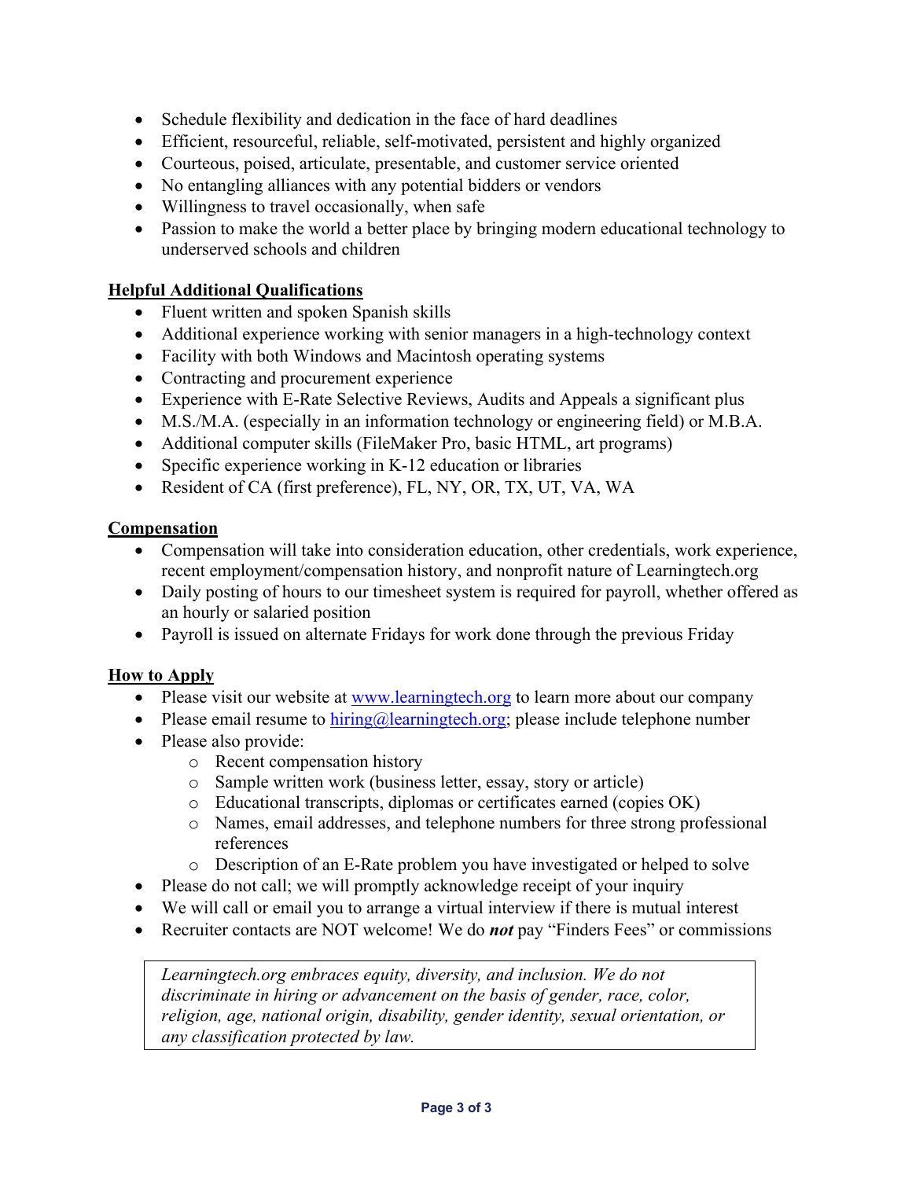- Schedule flexibility and dedication in the face of hard deadlines
- Efficient, resourceful, reliable, self-motivated, persistent and highly organized
- Courteous, poised, articulate, presentable, and customer service oriented
- No entangling alliances with any potential bidders or vendors
- Willingness to travel occasionally, when safe
- Passion to make the world a better place by bringing modern educational technology to underserved schools and children

## Helpful Additional Qualifications

- Fluent written and spoken Spanish skills
- Additional experience working with senior managers in a high-technology context
- Facility with both Windows and Macintosh operating systems
- Contracting and procurement experience
- Experience with E-Rate Selective Reviews, Audits and Appeals a significant plus
- M.S./M.A. (especially in an information technology or engineering field) or M.B.A.
- Additional computer skills (FileMaker Pro, basic HTML, art programs)
- Specific experience working in K-12 education or libraries
- Resident of CA (first preference), FL, NY, OR, TX, UT, VA, WA

## Compensation

- Compensation will take into consideration education, other credentials, work experience, recent employment/compensation history, and nonprofit nature of Learningtech.org
- Daily posting of hours to our timesheet system is required for payroll, whether offered as an hourly or salaried position
- Payroll is issued on alternate Fridays for work done through the previous Friday

## How to Apply

- Please visit our website at [www.learningtech.org](http://www.learningtech.org) to learn more about our company
- Please email resume to [hiring@learningtech.org](mailto:hiring@learningtech.org); please include telephone number
- Please also provide:
  - Recent compensation history
  - Sample written work (business letter, essay, story or article)
  - Educational transcripts, diplomas or certificates earned (copies OK)
  - Names, email addresses, and telephone numbers for three strong professional references
  - Description of an E-Rate problem you have investigated or helped to solve
- Please do not call; we will promptly acknowledge receipt of your inquiry
- We will call or email you to arrange a virtual interview if there is mutual interest
- Recruiter contacts are NOT welcome! We do ***not*** pay "Finders Fees" or commissions

*Learningtech.org embraces equity, diversity, and inclusion. We do not discriminate in hiring or advancement on the basis of gender, race, color, religion, age, national origin, disability, gender identity, sexual orientation, or any classification protected by law.*